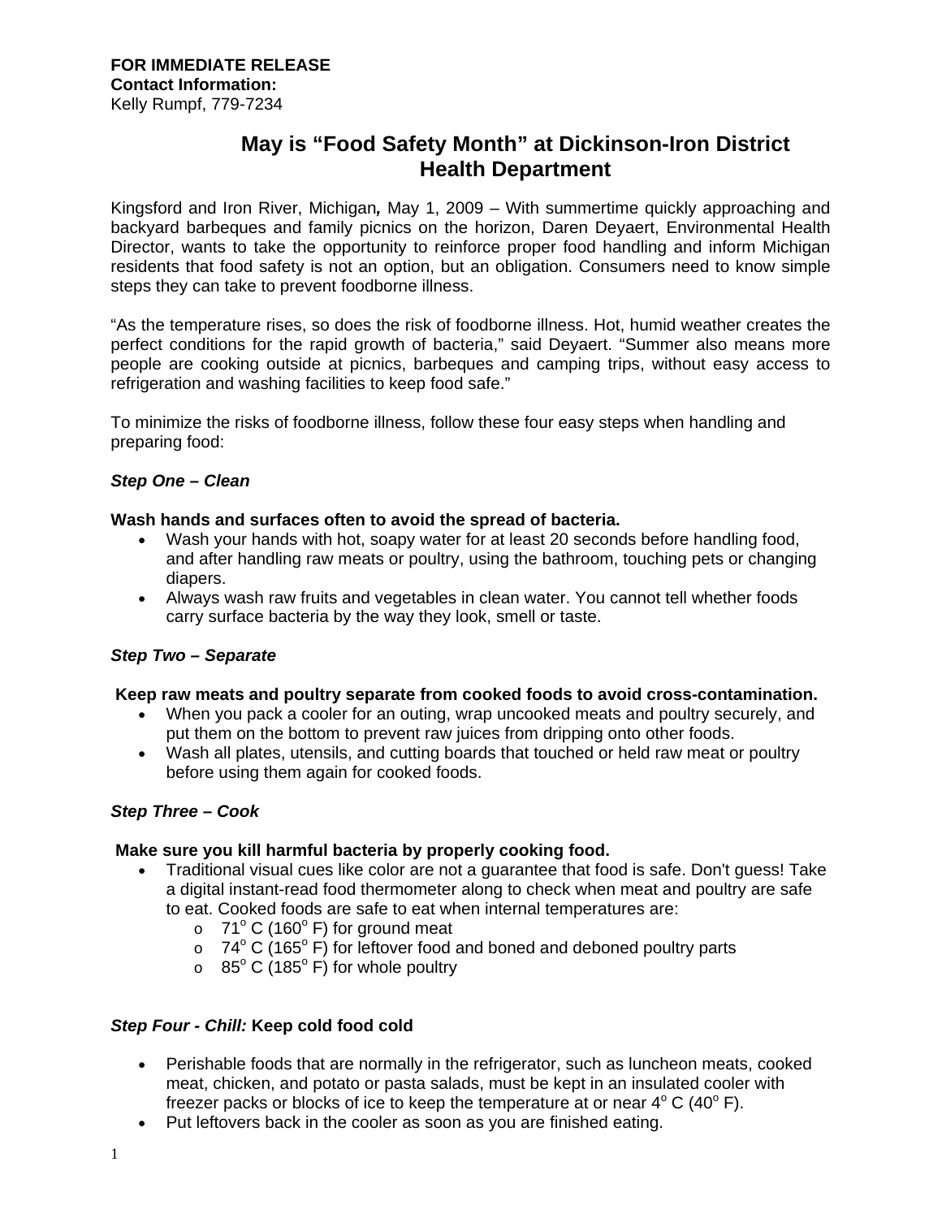**FOR IMMEDIATE RELEASE**
**Contact Information:**
Kelly Rumpf, 779-7234

# May is "Food Safety Month" at Dickinson-Iron District Health Department

Kingsford and Iron River, Michigan*,* May 1, 2009 – With summertime quickly approaching and backyard barbeques and family picnics on the horizon, Daren Deyaert, Environmental Health Director, wants to take the opportunity to reinforce proper food handling and inform Michigan residents that food safety is not an option, but an obligation. Consumers need to know simple steps they can take to prevent foodborne illness.

"As the temperature rises, so does the risk of foodborne illness. Hot, humid weather creates the perfect conditions for the rapid growth of bacteria," said Deyaert. "Summer also means more people are cooking outside at picnics, barbeques and camping trips, without easy access to refrigeration and washing facilities to keep food safe."

To minimize the risks of foodborne illness, follow these four easy steps when handling and preparing food:

***Step One – Clean***

**Wash hands and surfaces often to avoid the spread of bacteria.**

- Wash your hands with hot, soapy water for at least 20 seconds before handling food, and after handling raw meats or poultry, using the bathroom, touching pets or changing diapers.
- Always wash raw fruits and vegetables in clean water. You cannot tell whether foods carry surface bacteria by the way they look, smell or taste.

***Step Two – Separate***

**Keep raw meats and poultry separate from cooked foods to avoid cross-contamination.**

- When you pack a cooler for an outing, wrap uncooked meats and poultry securely, and put them on the bottom to prevent raw juices from dripping onto other foods.
- Wash all plates, utensils, and cutting boards that touched or held raw meat or poultry before using them again for cooked foods.

***Step Three – Cook***

**Make sure you kill harmful bacteria by properly cooking food.**

- Traditional visual cues like color are not a guarantee that food is safe. Don't guess! Take a digital instant-read food thermometer along to check when meat and poultry are safe to eat. Cooked foods are safe to eat when internal temperatures are:
  - 71$^{o}$ C (160$^{o}$ F) for ground meat
  - 74$^{o}$ C (165$^{o}$ F) for leftover food and boned and deboned poultry parts
  - 85$^{o}$ C (185$^{o}$ F) for whole poultry

***Step Four - Chill:*** **Keep cold food cold**

- Perishable foods that are normally in the refrigerator, such as luncheon meats, cooked meat, chicken, and potato or pasta salads, must be kept in an insulated cooler with freezer packs or blocks of ice to keep the temperature at or near 4$^{o}$ C (40$^{o}$ F).
- Put leftovers back in the cooler as soon as you are finished eating.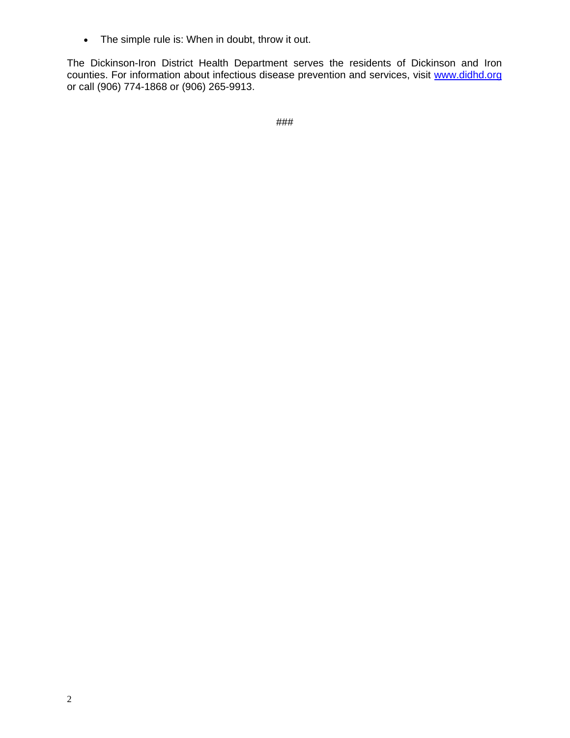- The simple rule is: When in doubt, throw it out.

The Dickinson-Iron District Health Department serves the residents of Dickinson and Iron counties. For information about infectious disease prevention and services, visit www.didhd.org or call (906) 774-1868 or (906) 265-9913.

###